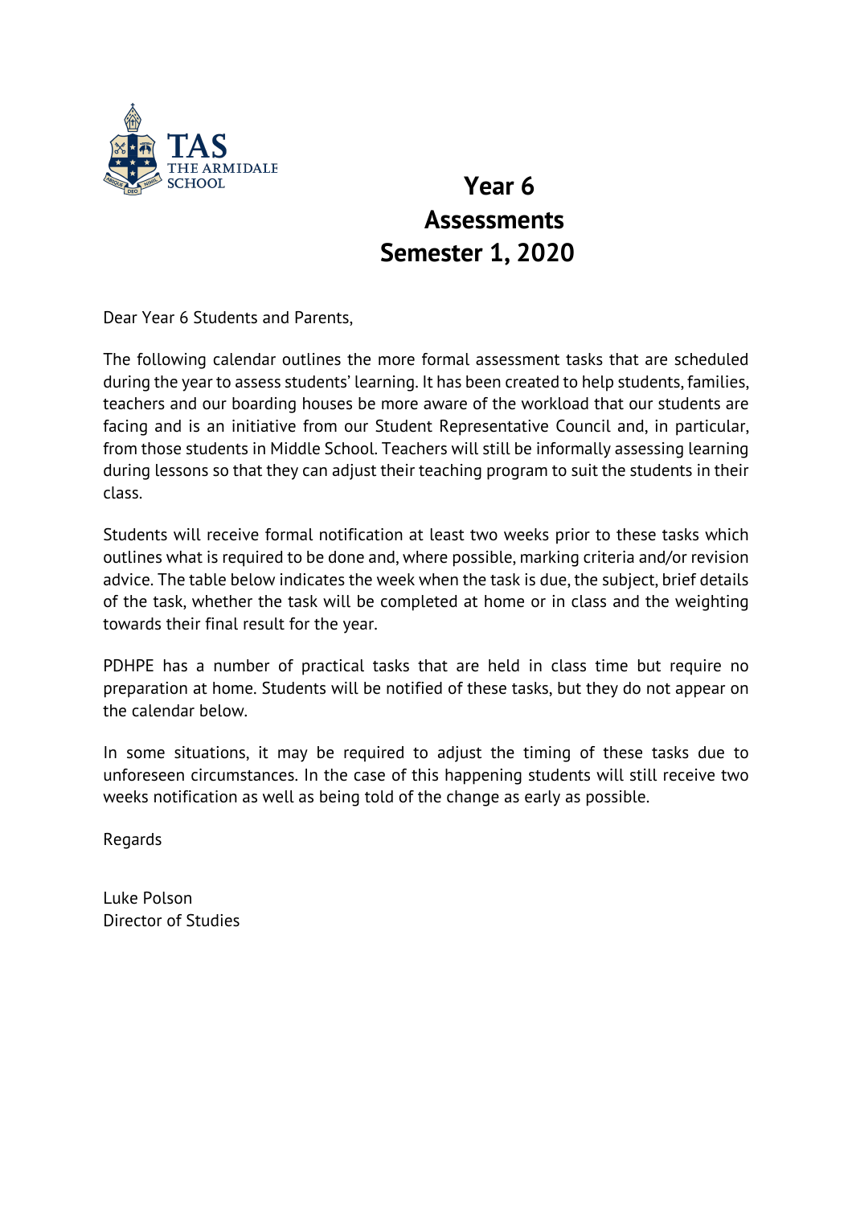TAS
THE ARMIDALE SCHOOL

# Year 6 Assessments Semester 1, 2020

Dear Year 6 Students and Parents,

The following calendar outlines the more formal assessment tasks that are scheduled during the year to assess students' learning. It has been created to help students, families, teachers and our boarding houses be more aware of the workload that our students are facing and is an initiative from our Student Representative Council and, in particular, from those students in Middle School. Teachers will still be informally assessing learning during lessons so that they can adjust their teaching program to suit the students in their class.

Students will receive formal notification at least two weeks prior to these tasks which outlines what is required to be done and, where possible, marking criteria and/or revision advice. The table below indicates the week when the task is due, the subject, brief details of the task, whether the task will be completed at home or in class and the weighting towards their final result for the year.

PDHPE has a number of practical tasks that are held in class time but require no preparation at home. Students will be notified of these tasks, but they do not appear on the calendar below.

In some situations, it may be required to adjust the timing of these tasks due to unforeseen circumstances. In the case of this happening students will still receive two weeks notification as well as being told of the change as early as possible.

Regards

Luke Polson
Director of Studies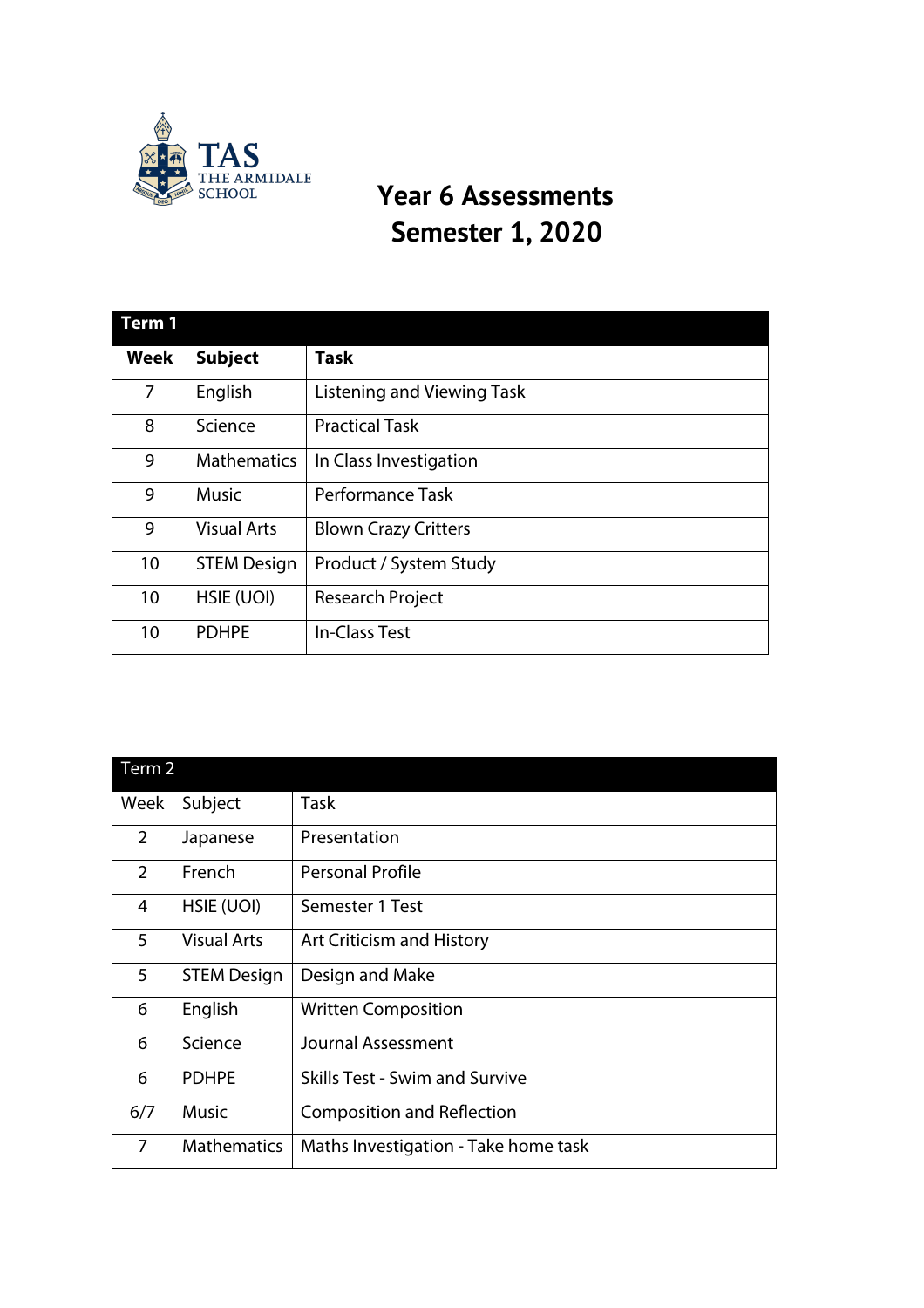TAS
THE ARMIDALE SCHOOL

# Year 6 Assessments
# Semester 1, 2020

| Term 1 | | |
|---|---|---|
| **Week** | **Subject** | **Task** |
| 7 | English | Listening and Viewing Task |
| 8 | Science | Practical Task |
| 9 | Mathematics | In Class Investigation |
| 9 | Music | Performance Task |
| 9 | Visual Arts | Blown Crazy Critters |
| 10 | STEM Design | Product / System Study |
| 10 | HSIE (UOI) | Research Project |
| 10 | PDHPE | In-Class Test |

| Term 2 | | |
|---|---|---|
| Week | Subject | Task |
| 2 | Japanese | Presentation |
| 2 | French | Personal Profile |
| 4 | HSIE (UOI) | Semester 1 Test |
| 5 | Visual Arts | Art Criticism and History |
| 5 | STEM Design | Design and Make |
| 6 | English | Written Composition |
| 6 | Science | Journal Assessment |
| 6 | PDHPE | Skills Test - Swim and Survive |
| 6/7 | Music | Composition and Reflection |
| 7 | Mathematics | Maths Investigation - Take home task |